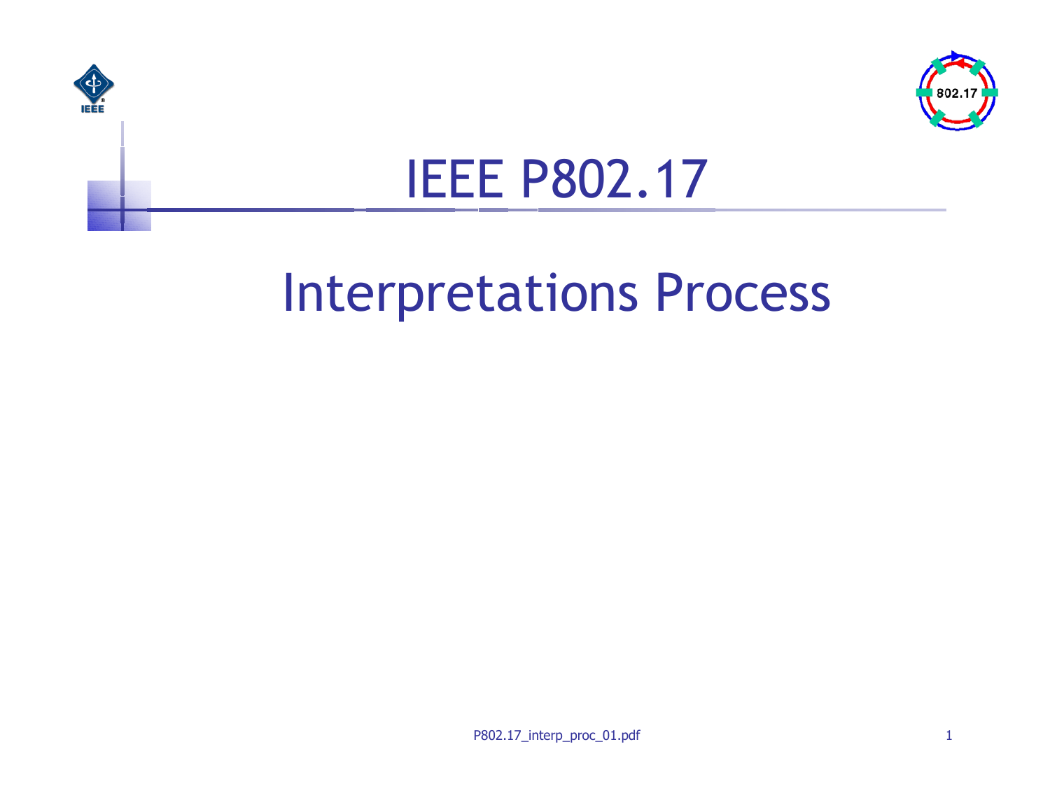# IEEE P802.17

## Interpretations Process

P802.17_interp_proc_01.pdf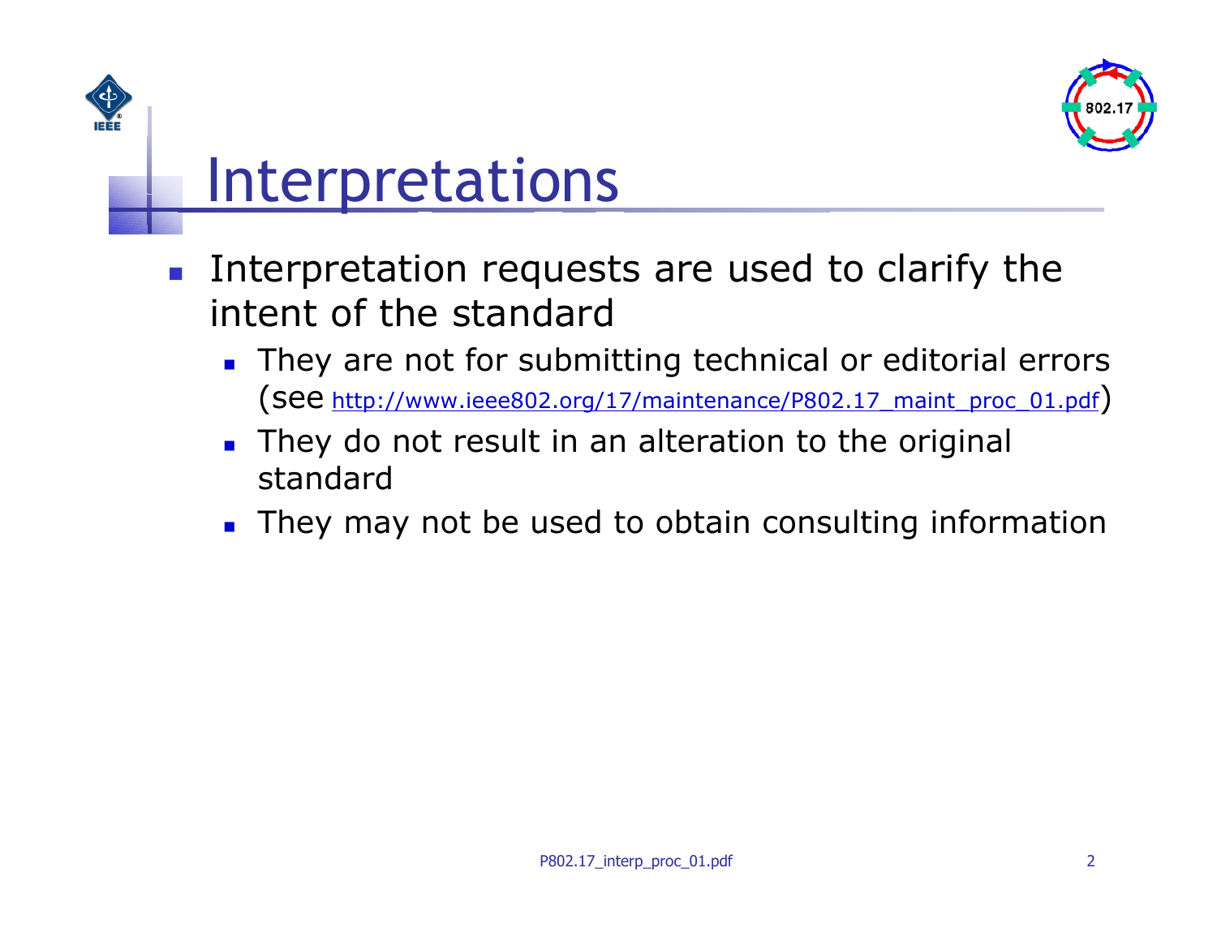# Interpretations

- Interpretation requests are used to clarify the intent of the standard
  - They are not for submitting technical or editorial errors (see http://www.ieee802.org/17/maintenance/P802.17_maint_proc_01.pdf)
  - They do not result in an alteration to the original standard
  - They may not be used to obtain consulting information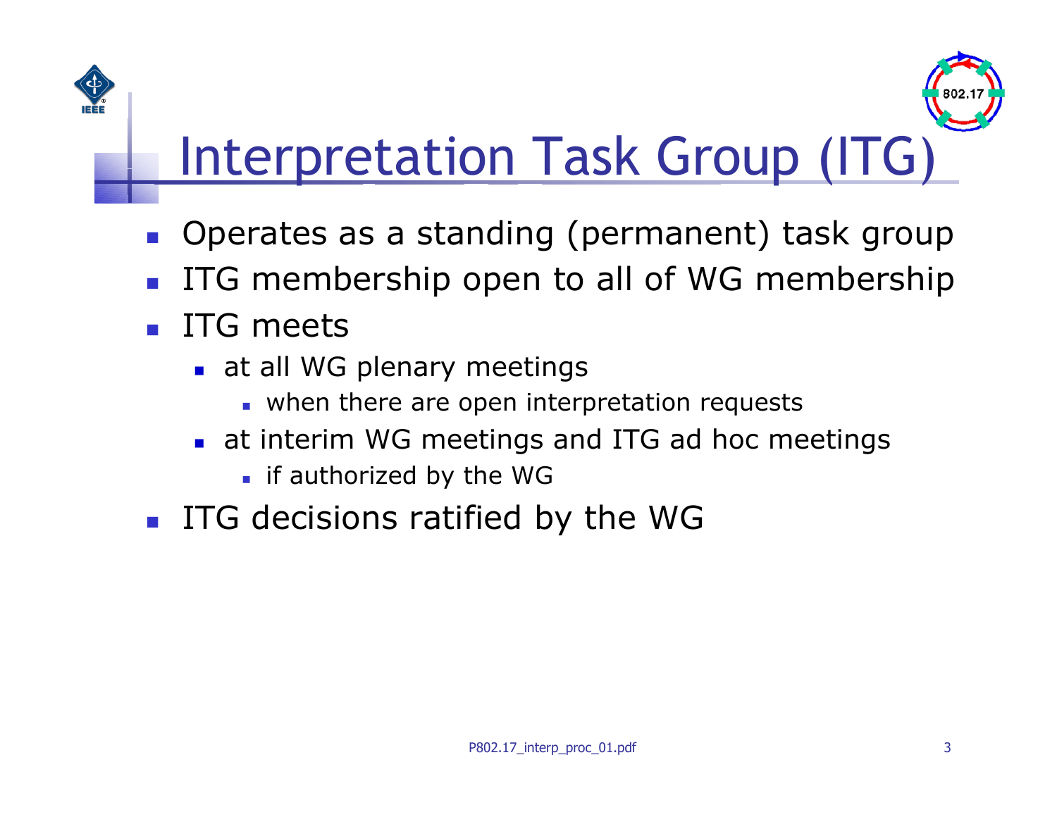# Interpretation Task Group (ITG)

- Operates as a standing (permanent) task group
- ITG membership open to all of WG membership
- ITG meets
  - at all WG plenary meetings
    - when there are open interpretation requests
  - at interim WG meetings and ITG ad hoc meetings
    - if authorized by the WG
- ITG decisions ratified by the WG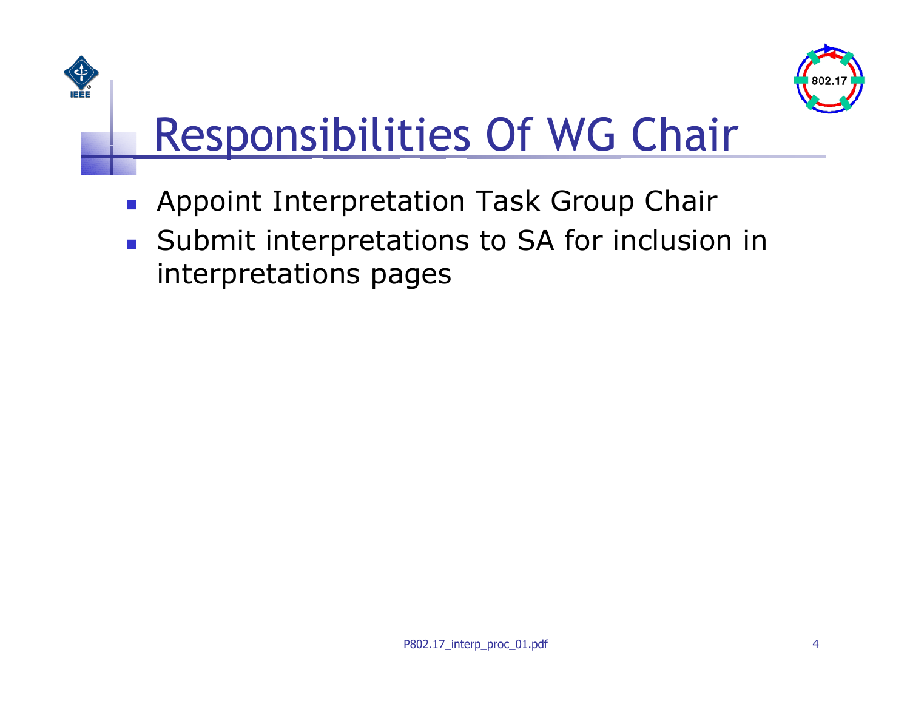# Responsibilities Of WG Chair

- Appoint Interpretation Task Group Chair
- Submit interpretations to SA for inclusion in interpretations pages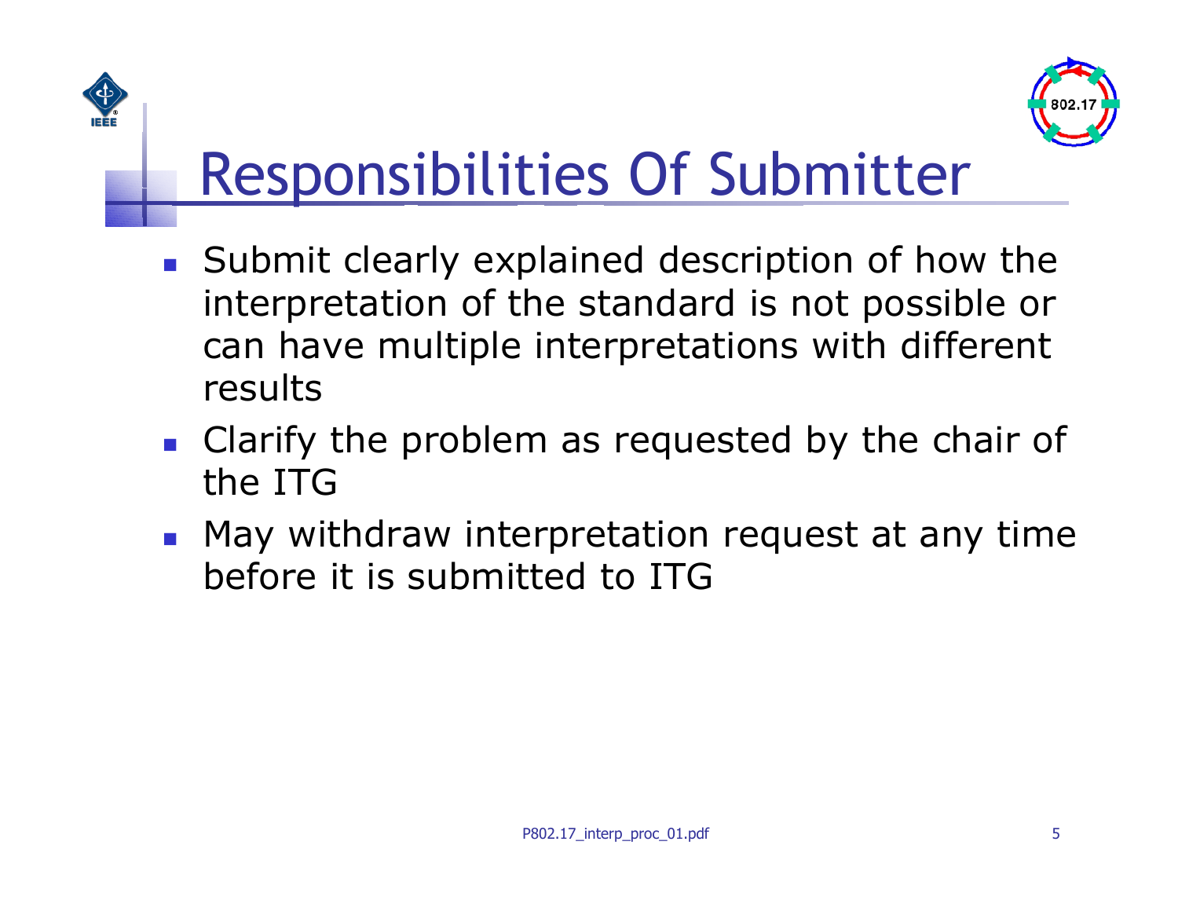# Responsibilities Of Submitter

- Submit clearly explained description of how the interpretation of the standard is not possible or can have multiple interpretations with different results
- Clarify the problem as requested by the chair of the ITG
- May withdraw interpretation request at any time before it is submitted to ITG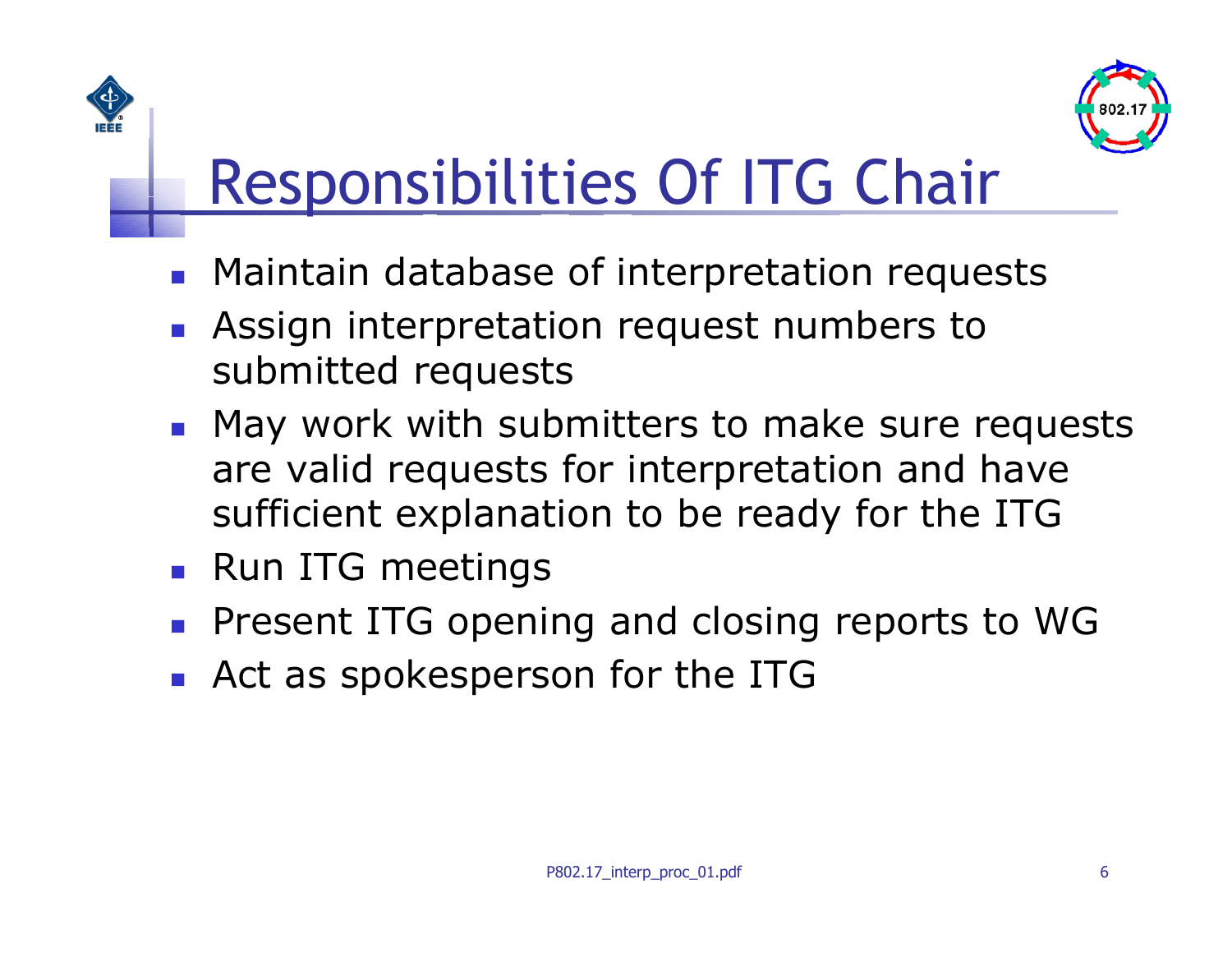# Responsibilities Of ITG Chair

- Maintain database of interpretation requests
- Assign interpretation request numbers to submitted requests
- May work with submitters to make sure requests are valid requests for interpretation and have sufficient explanation to be ready for the ITG
- Run ITG meetings
- Present ITG opening and closing reports to WG
- Act as spokesperson for the ITG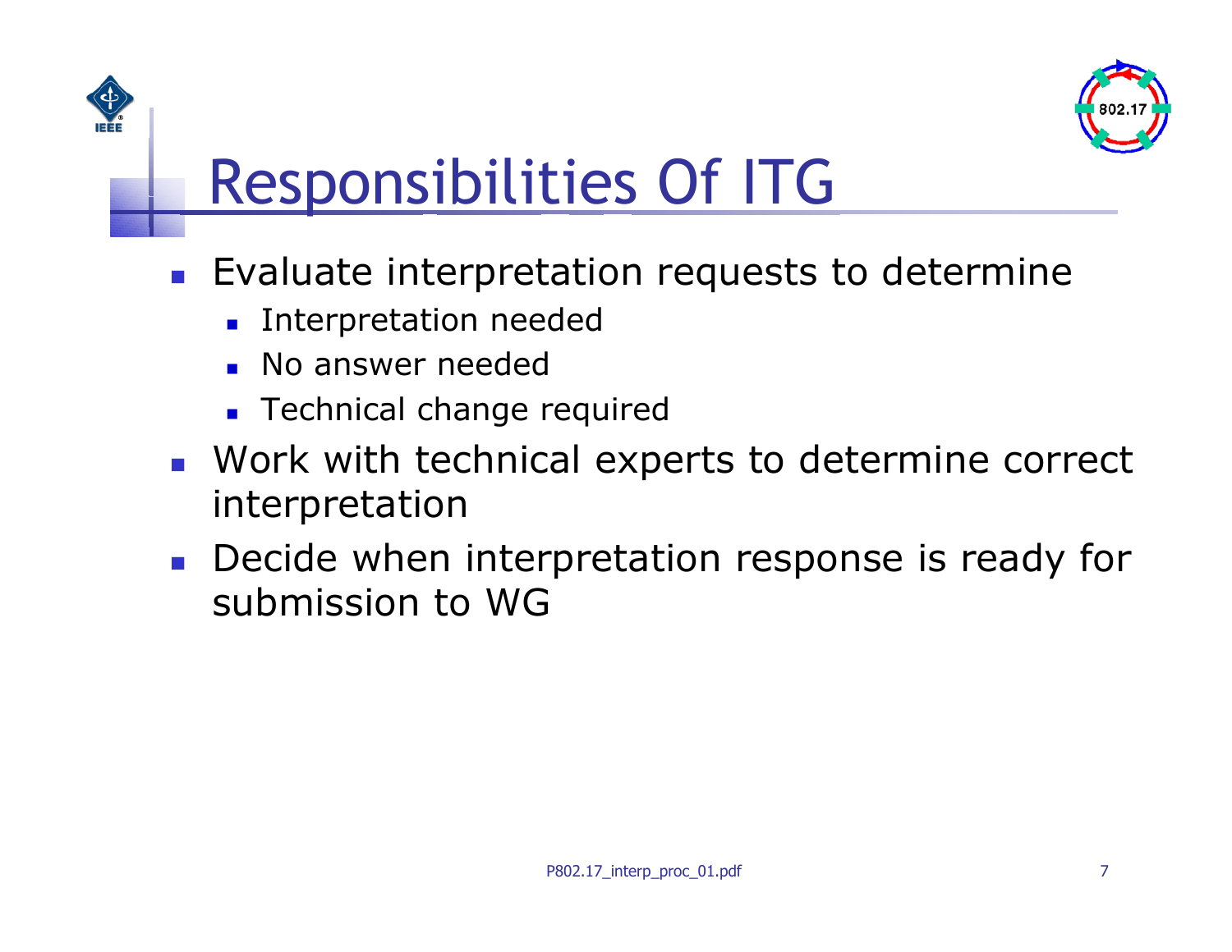# Responsibilities Of ITG

- Evaluate interpretation requests to determine
  - Interpretation needed
  - No answer needed
  - Technical change required
- Work with technical experts to determine correct interpretation
- Decide when interpretation response is ready for submission to WG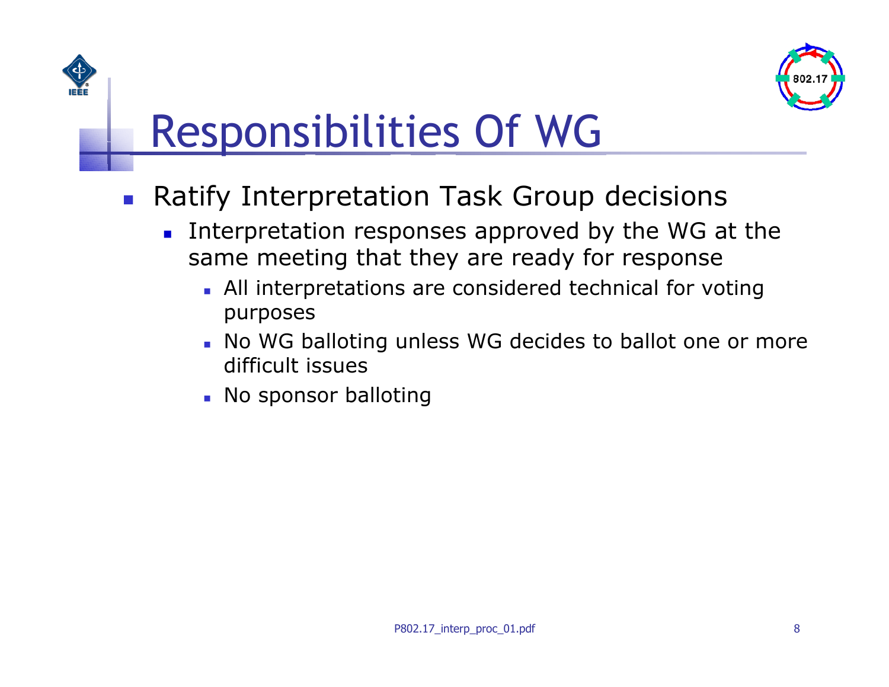# Responsibilities Of WG

- Ratify Interpretation Task Group decisions
  - Interpretation responses approved by the WG at the same meeting that they are ready for response
    - All interpretations are considered technical for voting purposes
    - No WG balloting unless WG decides to ballot one or more difficult issues
    - No sponsor balloting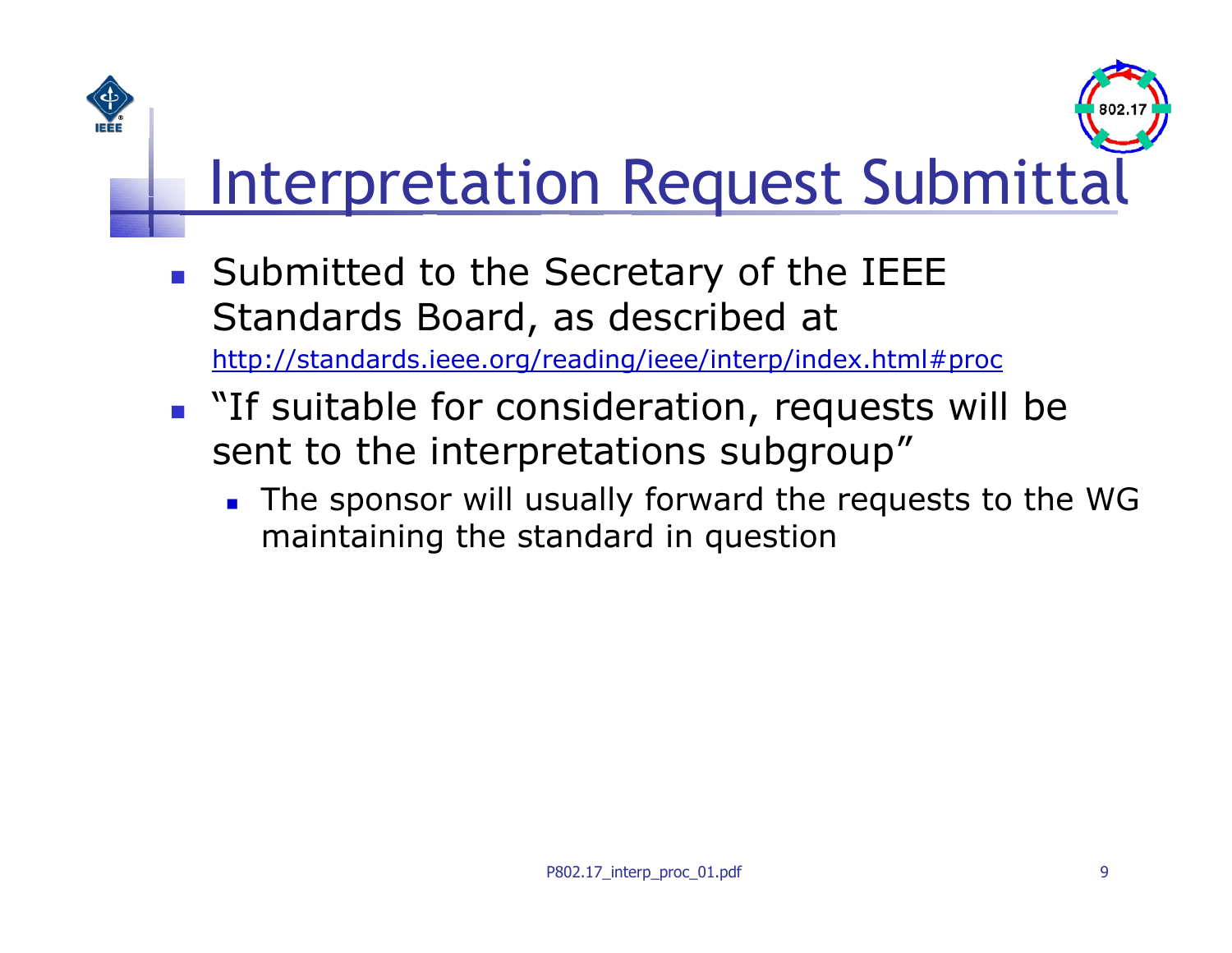# Interpretation Request Submittal

- Submitted to the Secretary of the IEEE Standards Board, as described at http://standards.ieee.org/reading/ieee/interp/index.html#proc
- "If suitable for consideration, requests will be sent to the interpretations subgroup"
  - The sponsor will usually forward the requests to the WG maintaining the standard in question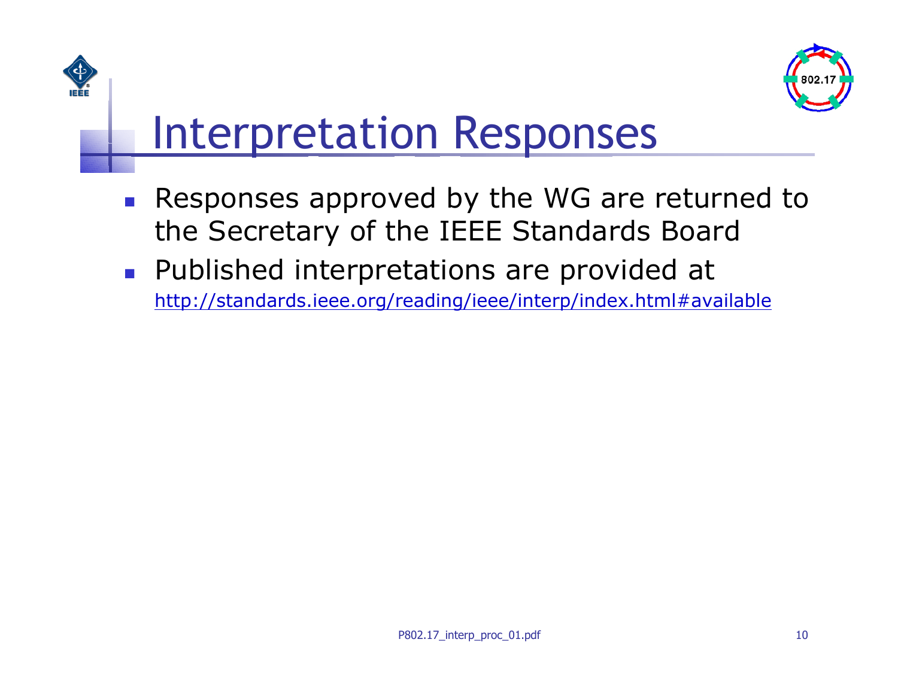# Interpretation Responses

- Responses approved by the WG are returned to the Secretary of the IEEE Standards Board
- Published interpretations are provided at http://standards.ieee.org/reading/ieee/interp/index.html#available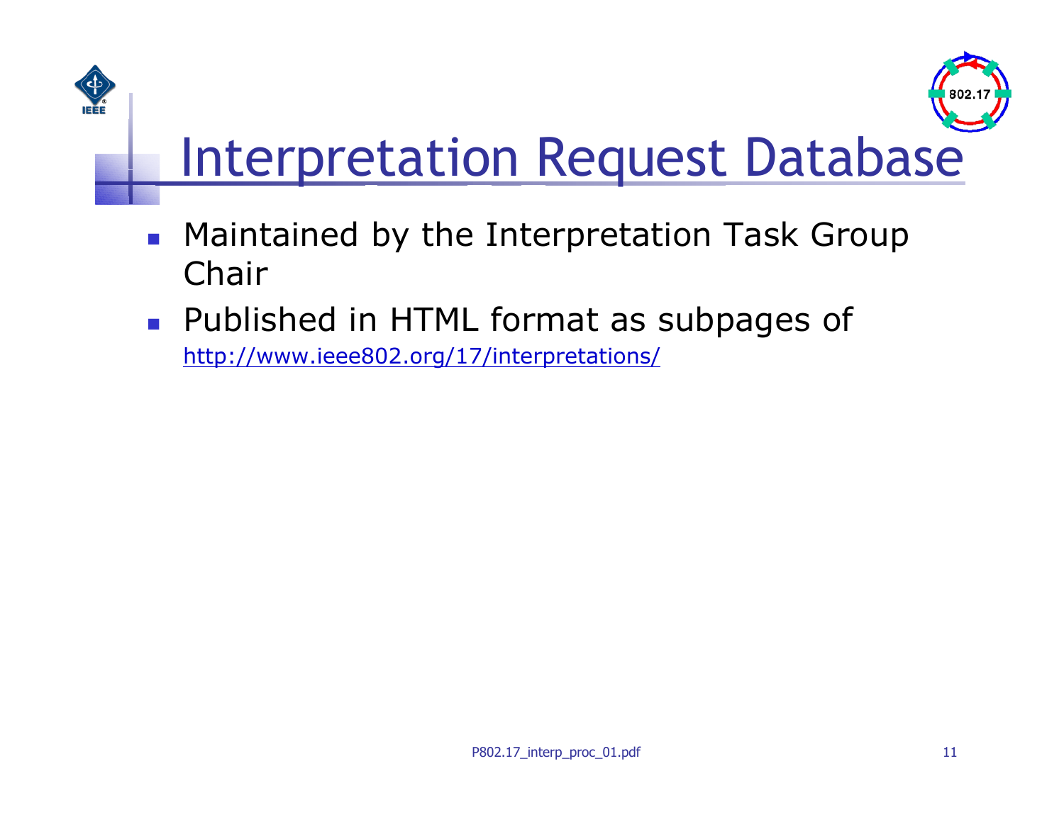# Interpretation Request Database

- Maintained by the Interpretation Task Group Chair
- Published in HTML format as subpages of http://www.ieee802.org/17/interpretations/